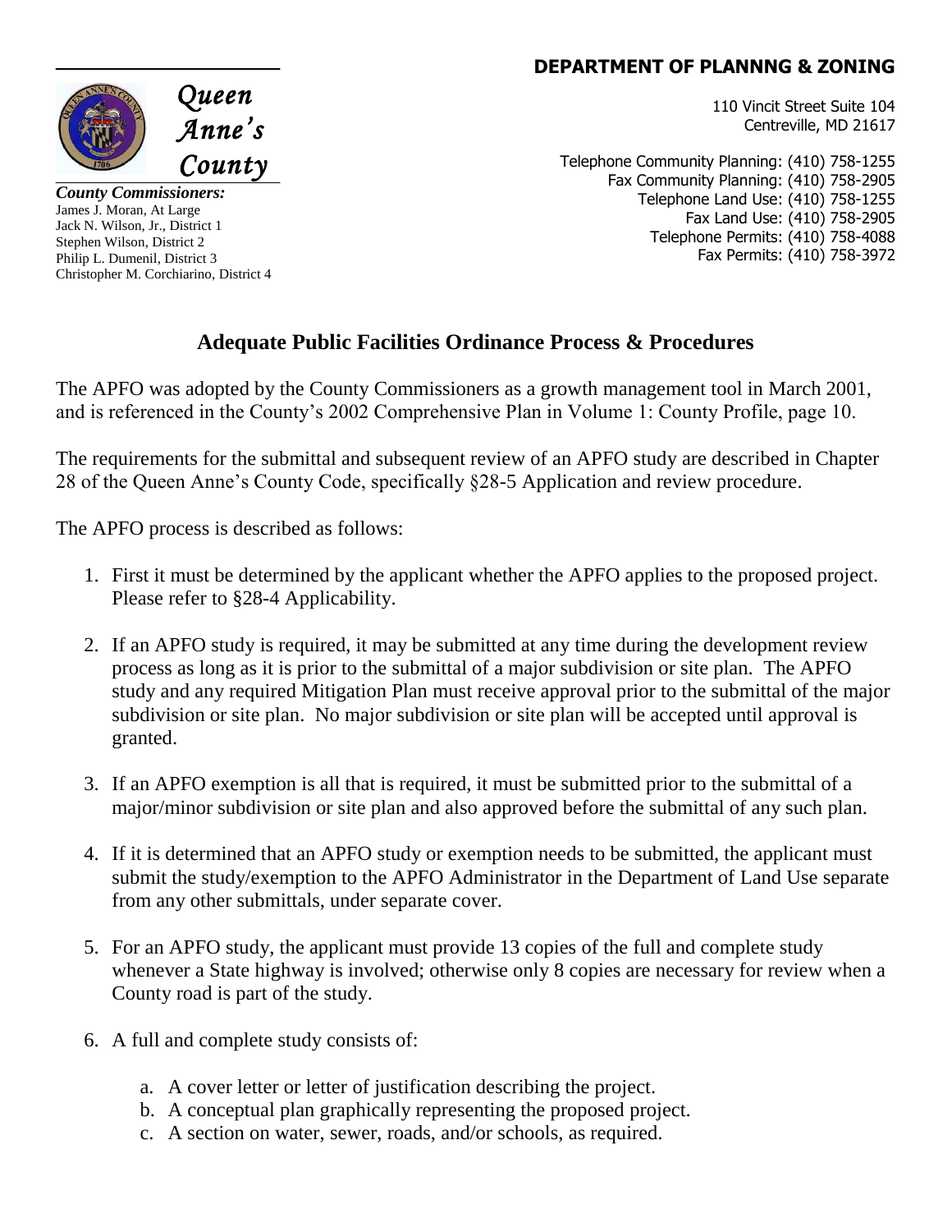**DEPARTMENT OF PLANNNG & ZONING**

Queen Anne's County

110 Vincit Street Suite 104
Centreville, MD 21617

Telephone Community Planning: (410) 758-1255
Fax Community Planning: (410) 758-2905
Telephone Land Use: (410) 758-1255
Fax Land Use: (410) 758-2905
Telephone Permits: (410) 758-4088
Fax Permits: (410) 758-3972

***County Commissioners:***
James J. Moran, At Large
Jack N. Wilson, Jr., District 1
Stephen Wilson, District 2
Philip L. Dumenil, District 3
Christopher M. Corchiarino, District 4

## Adequate Public Facilities Ordinance Process & Procedures

The APFO was adopted by the County Commissioners as a growth management tool in March 2001, and is referenced in the County's 2002 Comprehensive Plan in Volume 1: County Profile, page 10.

The requirements for the submittal and subsequent review of an APFO study are described in Chapter 28 of the Queen Anne's County Code, specifically §28-5 Application and review procedure.

The APFO process is described as follows:

1. First it must be determined by the applicant whether the APFO applies to the proposed project. Please refer to §28-4 Applicability.
2. If an APFO study is required, it may be submitted at any time during the development review process as long as it is prior to the submittal of a major subdivision or site plan. The APFO study and any required Mitigation Plan must receive approval prior to the submittal of the major subdivision or site plan. No major subdivision or site plan will be accepted until approval is granted.
3. If an APFO exemption is all that is required, it must be submitted prior to the submittal of a major/minor subdivision or site plan and also approved before the submittal of any such plan.
4. If it is determined that an APFO study or exemption needs to be submitted, the applicant must submit the study/exemption to the APFO Administrator in the Department of Land Use separate from any other submittals, under separate cover.
5. For an APFO study, the applicant must provide 13 copies of the full and complete study whenever a State highway is involved; otherwise only 8 copies are necessary for review when a County road is part of the study.
6. A full and complete study consists of:
   a. A cover letter or letter of justification describing the project.
   b. A conceptual plan graphically representing the proposed project.
   c. A section on water, sewer, roads, and/or schools, as required.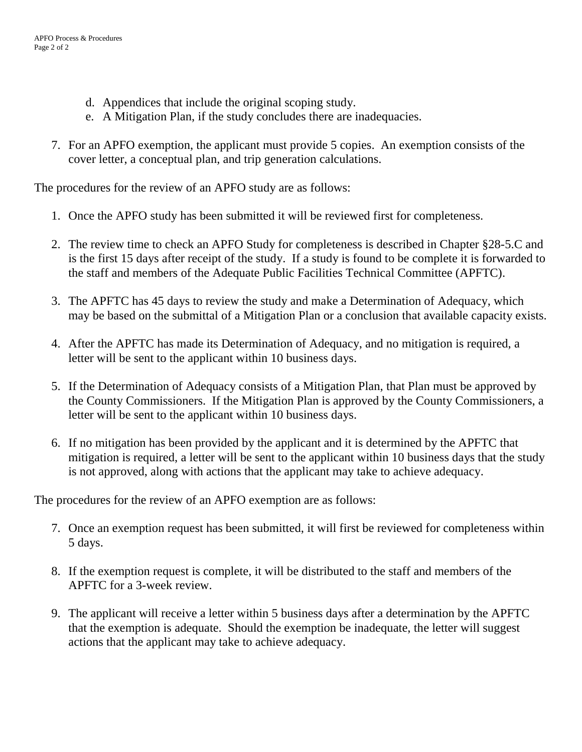d. Appendices that include the original scoping study.
e. A Mitigation Plan, if the study concludes there are inadequacies.

7. For an APFO exemption, the applicant must provide 5 copies. An exemption consists of the cover letter, a conceptual plan, and trip generation calculations.

The procedures for the review of an APFO study are as follows:

1. Once the APFO study has been submitted it will be reviewed first for completeness.

2. The review time to check an APFO Study for completeness is described in Chapter §28-5.C and is the first 15 days after receipt of the study. If a study is found to be complete it is forwarded to the staff and members of the Adequate Public Facilities Technical Committee (APFTC).

3. The APFTC has 45 days to review the study and make a Determination of Adequacy, which may be based on the submittal of a Mitigation Plan or a conclusion that available capacity exists.

4. After the APFTC has made its Determination of Adequacy, and no mitigation is required, a letter will be sent to the applicant within 10 business days.

5. If the Determination of Adequacy consists of a Mitigation Plan, that Plan must be approved by the County Commissioners. If the Mitigation Plan is approved by the County Commissioners, a letter will be sent to the applicant within 10 business days.

6. If no mitigation has been provided by the applicant and it is determined by the APFTC that mitigation is required, a letter will be sent to the applicant within 10 business days that the study is not approved, along with actions that the applicant may take to achieve adequacy.

The procedures for the review of an APFO exemption are as follows:

7. Once an exemption request has been submitted, it will first be reviewed for completeness within 5 days.

8. If the exemption request is complete, it will be distributed to the staff and members of the APFTC for a 3-week review.

9. The applicant will receive a letter within 5 business days after a determination by the APFTC that the exemption is adequate. Should the exemption be inadequate, the letter will suggest actions that the applicant may take to achieve adequacy.